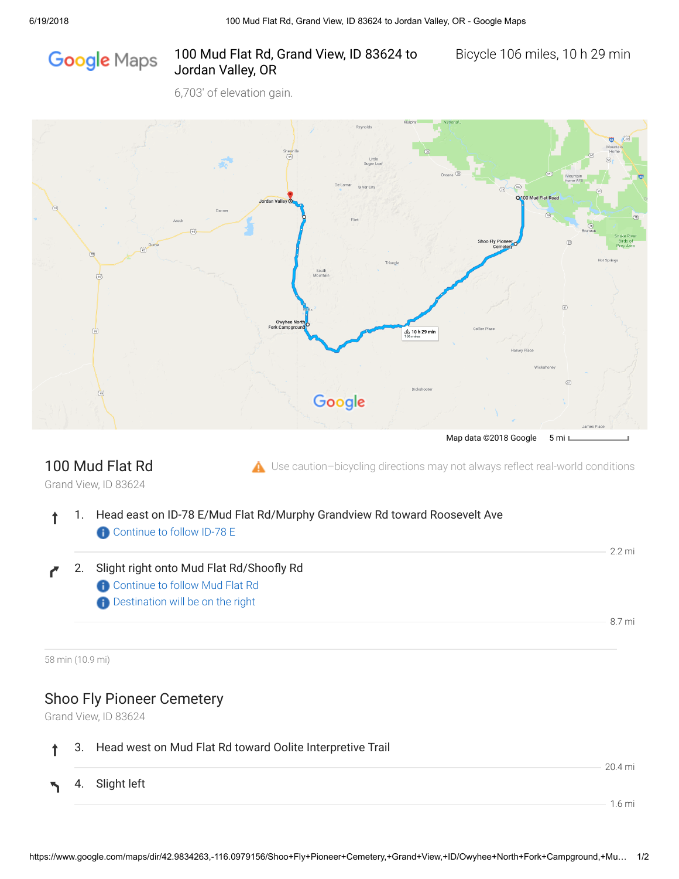# 100 Mud Flat Rd, Grand View, ID 83624 to Jordan Valley, OR

Bicycle 106 miles, 10 h 29 min

6,703' of elevation gain.

Map data ©2018 Google 5 mi

## 100 Mud Flat Rd

Grand View, ID 83624

⚠ Use caution–bicycling directions may not always reflect real-world conditions

1. Head east on ID-78 E/Mud Flat Rd/Murphy Grandview Rd toward Roosevelt Ave
   - Continue to follow ID-78 E

   2.2 mi

2. Slight right onto Mud Flat Rd/Shoofly Rd
   - Continue to follow Mud Flat Rd
   - Destination will be on the right

   8.7 mi

58 min (10.9 mi)

## Shoo Fly Pioneer Cemetery

Grand View, ID 83624

3. Head west on Mud Flat Rd toward Oolite Interpretive Trail

   20.4 mi

4. Slight left

   1.6 mi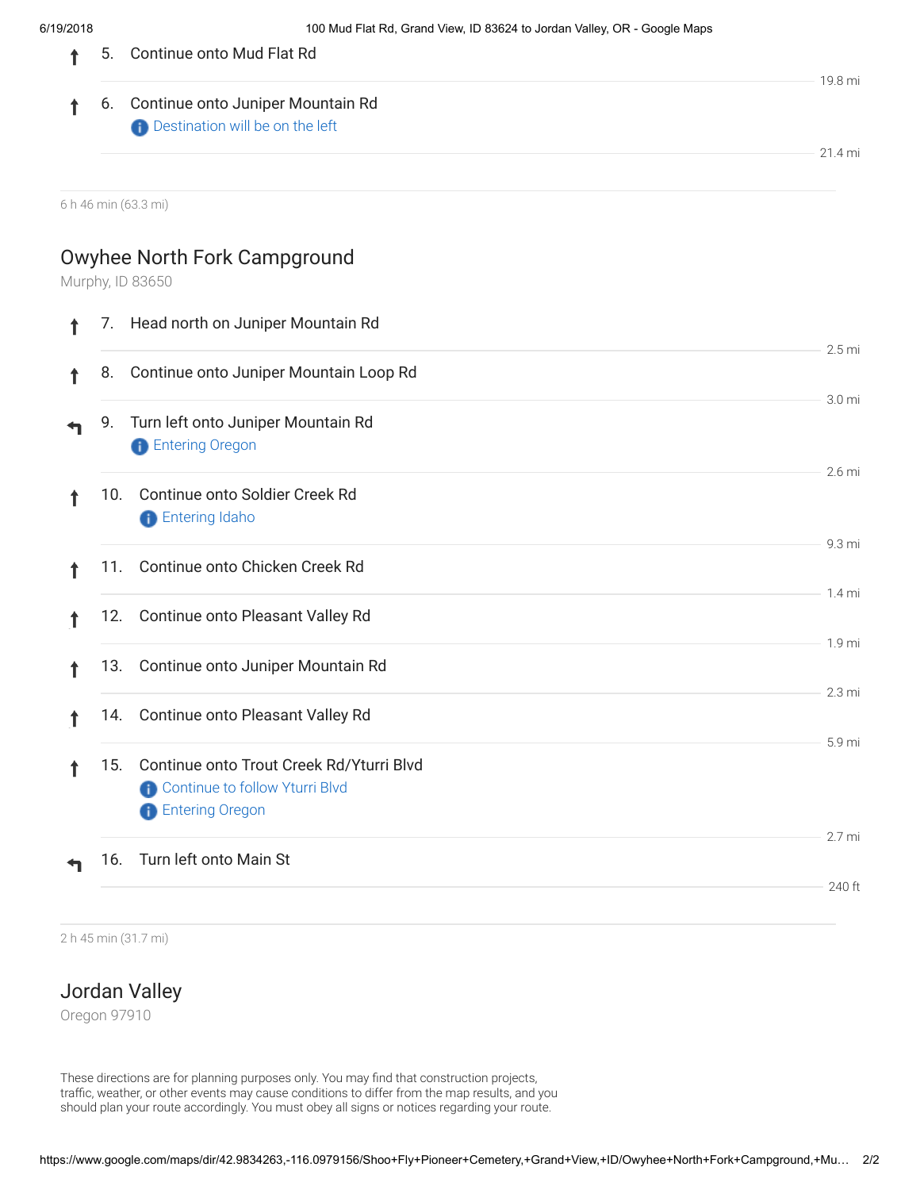5. Continue onto Mud Flat Rd

19.8 mi

6. Continue onto Juniper Mountain Rd
   - Destination will be on the left

21.4 mi

6 h 46 min (63.3 mi)

## Owyhee North Fork Campground

Murphy, ID 83650

7. Head north on Juniper Mountain Rd

2.5 mi

8. Continue onto Juniper Mountain Loop Rd

3.0 mi

9. Turn left onto Juniper Mountain Rd
   - Entering Oregon

2.6 mi

10. Continue onto Soldier Creek Rd
    - Entering Idaho

9.3 mi

11. Continue onto Chicken Creek Rd

1.4 mi

12. Continue onto Pleasant Valley Rd

1.9 mi

13. Continue onto Juniper Mountain Rd

2.3 mi

14. Continue onto Pleasant Valley Rd

5.9 mi

15. Continue onto Trout Creek Rd/Yturri Blvd
    - Continue to follow Yturri Blvd
    - Entering Oregon

2.7 mi

16. Turn left onto Main St

240 ft

2 h 45 min (31.7 mi)

## Jordan Valley

Oregon 97910

These directions are for planning purposes only. You may find that construction projects, traffic, weather, or other events may cause conditions to differ from the map results, and you should plan your route accordingly. You must obey all signs or notices regarding your route.